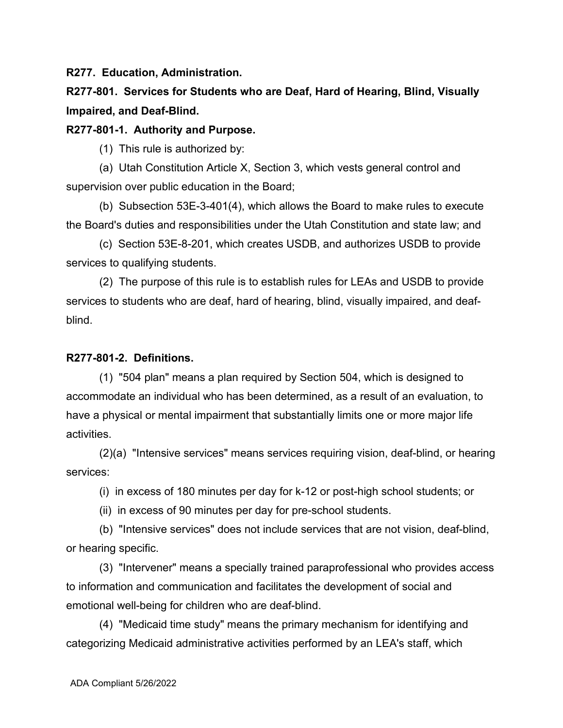**R277. Education, Administration.**

**R277-801. Services for Students who are Deaf, Hard of Hearing, Blind, Visually Impaired, and Deaf-Blind.**

**R277-801-1. Authority and Purpose.**

(1) This rule is authorized by:

(a) Utah Constitution Article X, Section 3, which vests general control and supervision over public education in the Board;

(b) Subsection 53E-3-401(4), which allows the Board to make rules to execute the Board's duties and responsibilities under the Utah Constitution and state law; and

(c) Section 53E-8-201, which creates USDB, and authorizes USDB to provide services to qualifying students.

(2) The purpose of this rule is to establish rules for LEAs and USDB to provide services to students who are deaf, hard of hearing, blind, visually impaired, and deaf-blind.

**R277-801-2. Definitions.**

(1) "504 plan" means a plan required by Section 504, which is designed to accommodate an individual who has been determined, as a result of an evaluation, to have a physical or mental impairment that substantially limits one or more major life activities.

(2)(a) "Intensive services" means services requiring vision, deaf-blind, or hearing services:

(i) in excess of 180 minutes per day for k-12 or post-high school students; or

(ii) in excess of 90 minutes per day for pre-school students.

(b) "Intensive services" does not include services that are not vision, deaf-blind, or hearing specific.

(3) "Intervener" means a specially trained paraprofessional who provides access to information and communication and facilitates the development of social and emotional well-being for children who are deaf-blind.

(4) "Medicaid time study" means the primary mechanism for identifying and categorizing Medicaid administrative activities performed by an LEA's staff, which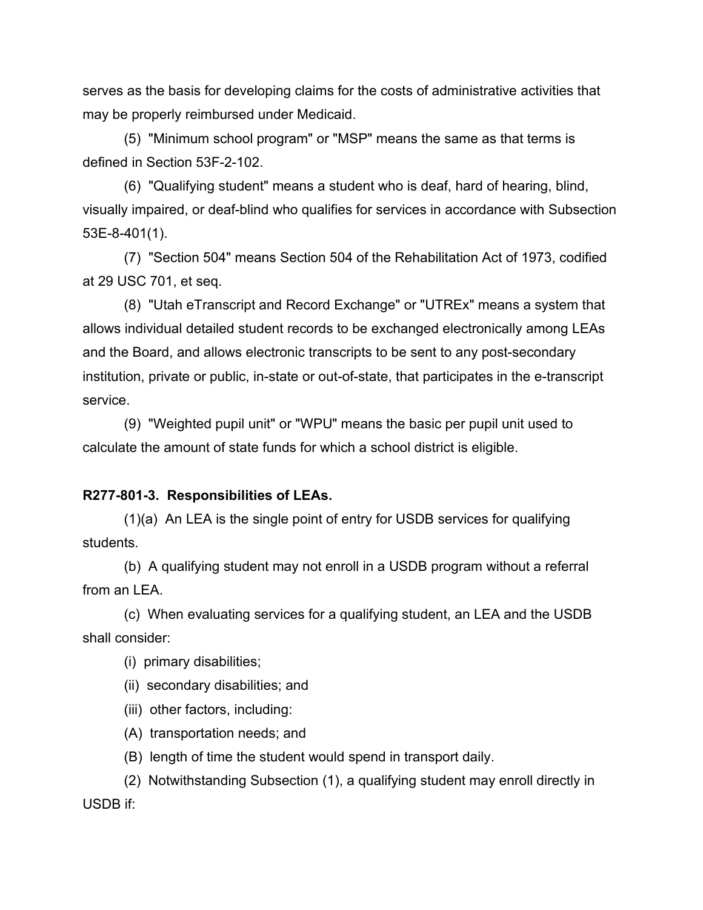serves as the basis for developing claims for the costs of administrative activities that may be properly reimbursed under Medicaid.

(5) "Minimum school program" or "MSP" means the same as that terms is defined in Section 53F-2-102.

(6) "Qualifying student" means a student who is deaf, hard of hearing, blind, visually impaired, or deaf-blind who qualifies for services in accordance with Subsection 53E-8-401(1).

(7) "Section 504" means Section 504 of the Rehabilitation Act of 1973, codified at 29 USC 701, et seq.

(8) "Utah eTranscript and Record Exchange" or "UTREx" means a system that allows individual detailed student records to be exchanged electronically among LEAs and the Board, and allows electronic transcripts to be sent to any post-secondary institution, private or public, in-state or out-of-state, that participates in the e-transcript service.

(9) "Weighted pupil unit" or "WPU" means the basic per pupil unit used to calculate the amount of state funds for which a school district is eligible.

**R277-801-3. Responsibilities of LEAs.**

(1)(a) An LEA is the single point of entry for USDB services for qualifying students.

(b) A qualifying student may not enroll in a USDB program without a referral from an LEA.

(c) When evaluating services for a qualifying student, an LEA and the USDB shall consider:

(i) primary disabilities;

(ii) secondary disabilities; and

(iii) other factors, including:

(A) transportation needs; and

(B) length of time the student would spend in transport daily.

(2) Notwithstanding Subsection (1), a qualifying student may enroll directly in USDB if: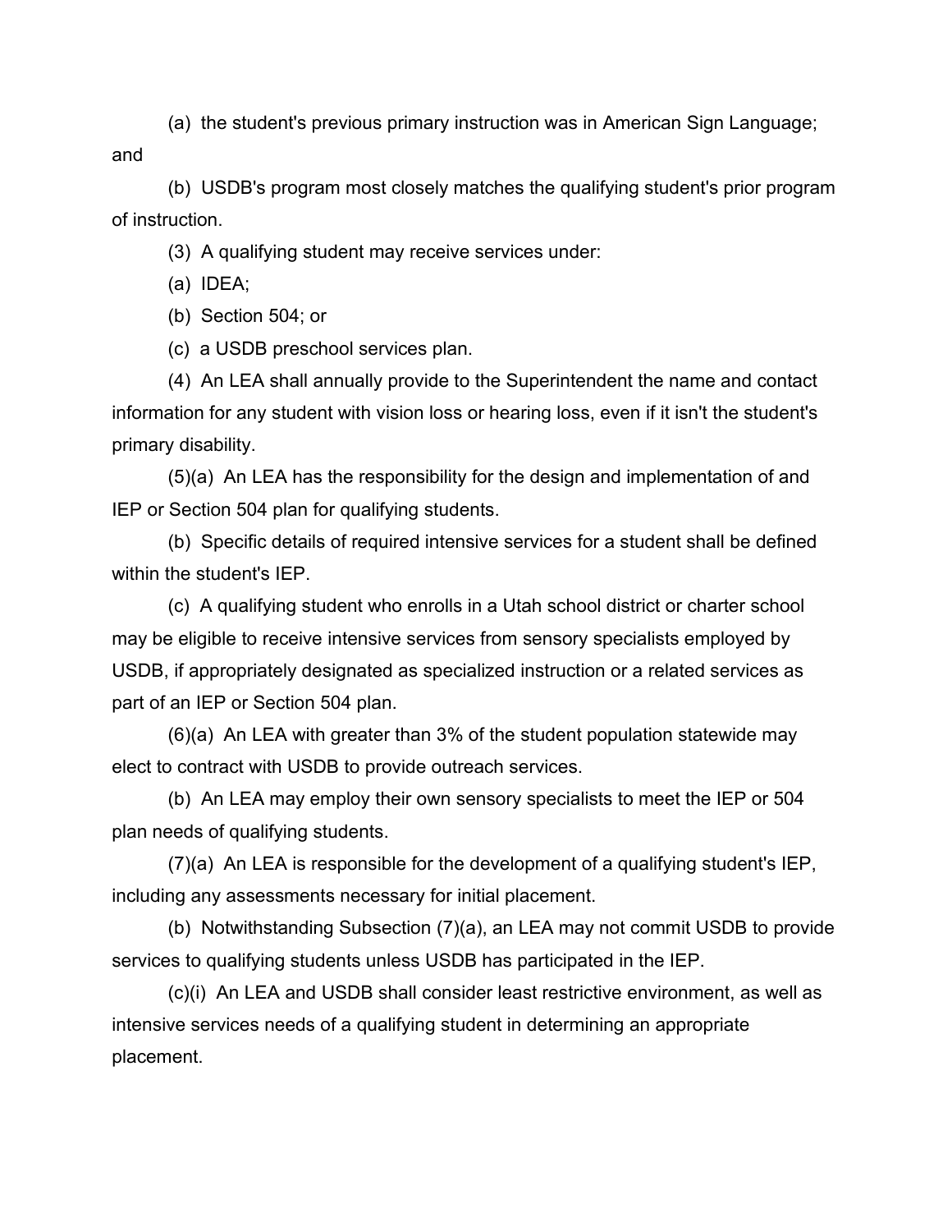(a) the student's previous primary instruction was in American Sign Language; and

(b) USDB's program most closely matches the qualifying student's prior program of instruction.

(3) A qualifying student may receive services under:

(a) IDEA;

(b) Section 504; or

(c) a USDB preschool services plan.

(4) An LEA shall annually provide to the Superintendent the name and contact information for any student with vision loss or hearing loss, even if it isn't the student's primary disability.

(5)(a) An LEA has the responsibility for the design and implementation of and IEP or Section 504 plan for qualifying students.

(b) Specific details of required intensive services for a student shall be defined within the student's IEP.

(c) A qualifying student who enrolls in a Utah school district or charter school may be eligible to receive intensive services from sensory specialists employed by USDB, if appropriately designated as specialized instruction or a related services as part of an IEP or Section 504 plan.

(6)(a) An LEA with greater than 3% of the student population statewide may elect to contract with USDB to provide outreach services.

(b) An LEA may employ their own sensory specialists to meet the IEP or 504 plan needs of qualifying students.

(7)(a) An LEA is responsible for the development of a qualifying student's IEP, including any assessments necessary for initial placement.

(b) Notwithstanding Subsection (7)(a), an LEA may not commit USDB to provide services to qualifying students unless USDB has participated in the IEP.

(c)(i) An LEA and USDB shall consider least restrictive environment, as well as intensive services needs of a qualifying student in determining an appropriate placement.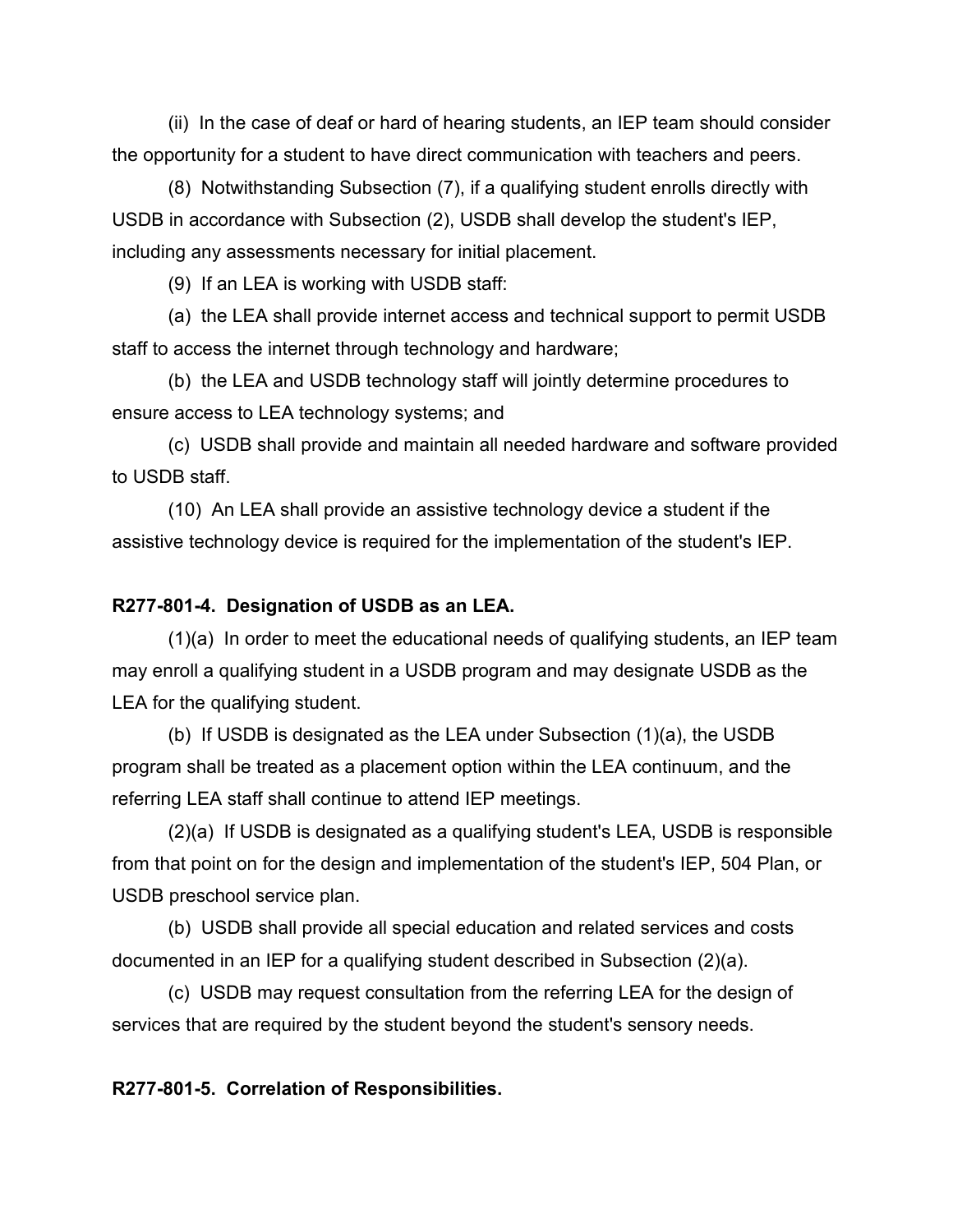(ii) In the case of deaf or hard of hearing students, an IEP team should consider the opportunity for a student to have direct communication with teachers and peers.

(8) Notwithstanding Subsection (7), if a qualifying student enrolls directly with USDB in accordance with Subsection (2), USDB shall develop the student's IEP, including any assessments necessary for initial placement.

(9) If an LEA is working with USDB staff:

(a) the LEA shall provide internet access and technical support to permit USDB staff to access the internet through technology and hardware;

(b) the LEA and USDB technology staff will jointly determine procedures to ensure access to LEA technology systems; and

(c) USDB shall provide and maintain all needed hardware and software provided to USDB staff.

(10) An LEA shall provide an assistive technology device a student if the assistive technology device is required for the implementation of the student's IEP.

**R277-801-4. Designation of USDB as an LEA.**

(1)(a) In order to meet the educational needs of qualifying students, an IEP team may enroll a qualifying student in a USDB program and may designate USDB as the LEA for the qualifying student.

(b) If USDB is designated as the LEA under Subsection (1)(a), the USDB program shall be treated as a placement option within the LEA continuum, and the referring LEA staff shall continue to attend IEP meetings.

(2)(a) If USDB is designated as a qualifying student's LEA, USDB is responsible from that point on for the design and implementation of the student's IEP, 504 Plan, or USDB preschool service plan.

(b) USDB shall provide all special education and related services and costs documented in an IEP for a qualifying student described in Subsection (2)(a).

(c) USDB may request consultation from the referring LEA for the design of services that are required by the student beyond the student's sensory needs.

**R277-801-5. Correlation of Responsibilities.**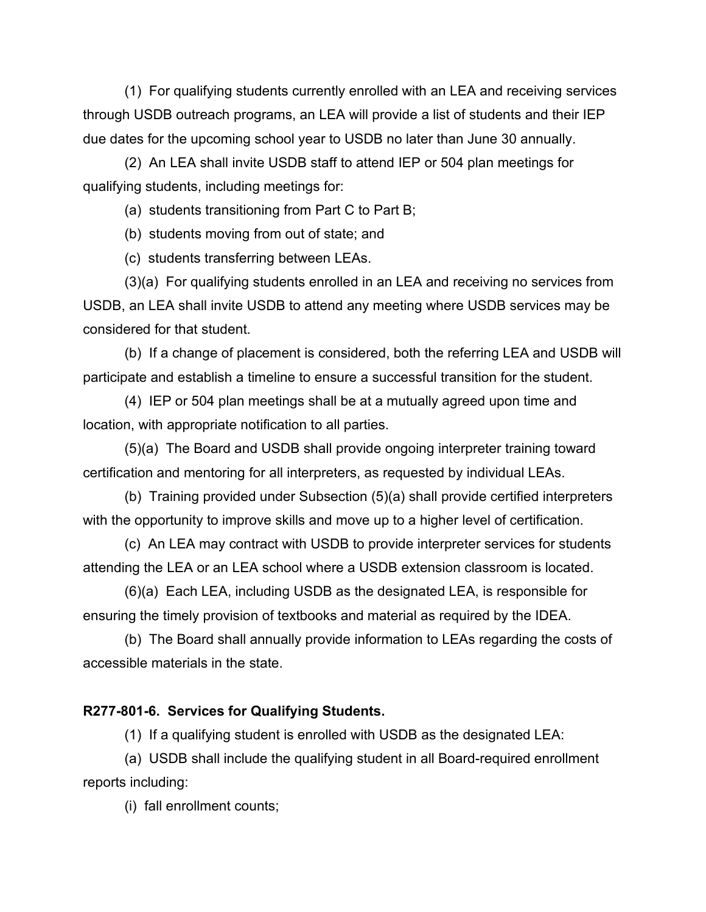(1) For qualifying students currently enrolled with an LEA and receiving services through USDB outreach programs, an LEA will provide a list of students and their IEP due dates for the upcoming school year to USDB no later than June 30 annually.

(2) An LEA shall invite USDB staff to attend IEP or 504 plan meetings for qualifying students, including meetings for:

(a) students transitioning from Part C to Part B;

(b) students moving from out of state; and

(c) students transferring between LEAs.

(3)(a) For qualifying students enrolled in an LEA and receiving no services from USDB, an LEA shall invite USDB to attend any meeting where USDB services may be considered for that student.

(b) If a change of placement is considered, both the referring LEA and USDB will participate and establish a timeline to ensure a successful transition for the student.

(4) IEP or 504 plan meetings shall be at a mutually agreed upon time and location, with appropriate notification to all parties.

(5)(a) The Board and USDB shall provide ongoing interpreter training toward certification and mentoring for all interpreters, as requested by individual LEAs.

(b) Training provided under Subsection (5)(a) shall provide certified interpreters with the opportunity to improve skills and move up to a higher level of certification.

(c) An LEA may contract with USDB to provide interpreter services for students attending the LEA or an LEA school where a USDB extension classroom is located.

(6)(a) Each LEA, including USDB as the designated LEA, is responsible for ensuring the timely provision of textbooks and material as required by the IDEA.

(b) The Board shall annually provide information to LEAs regarding the costs of accessible materials in the state.

**R277-801-6. Services for Qualifying Students.**

(1) If a qualifying student is enrolled with USDB as the designated LEA:

(a) USDB shall include the qualifying student in all Board-required enrollment reports including:

(i) fall enrollment counts;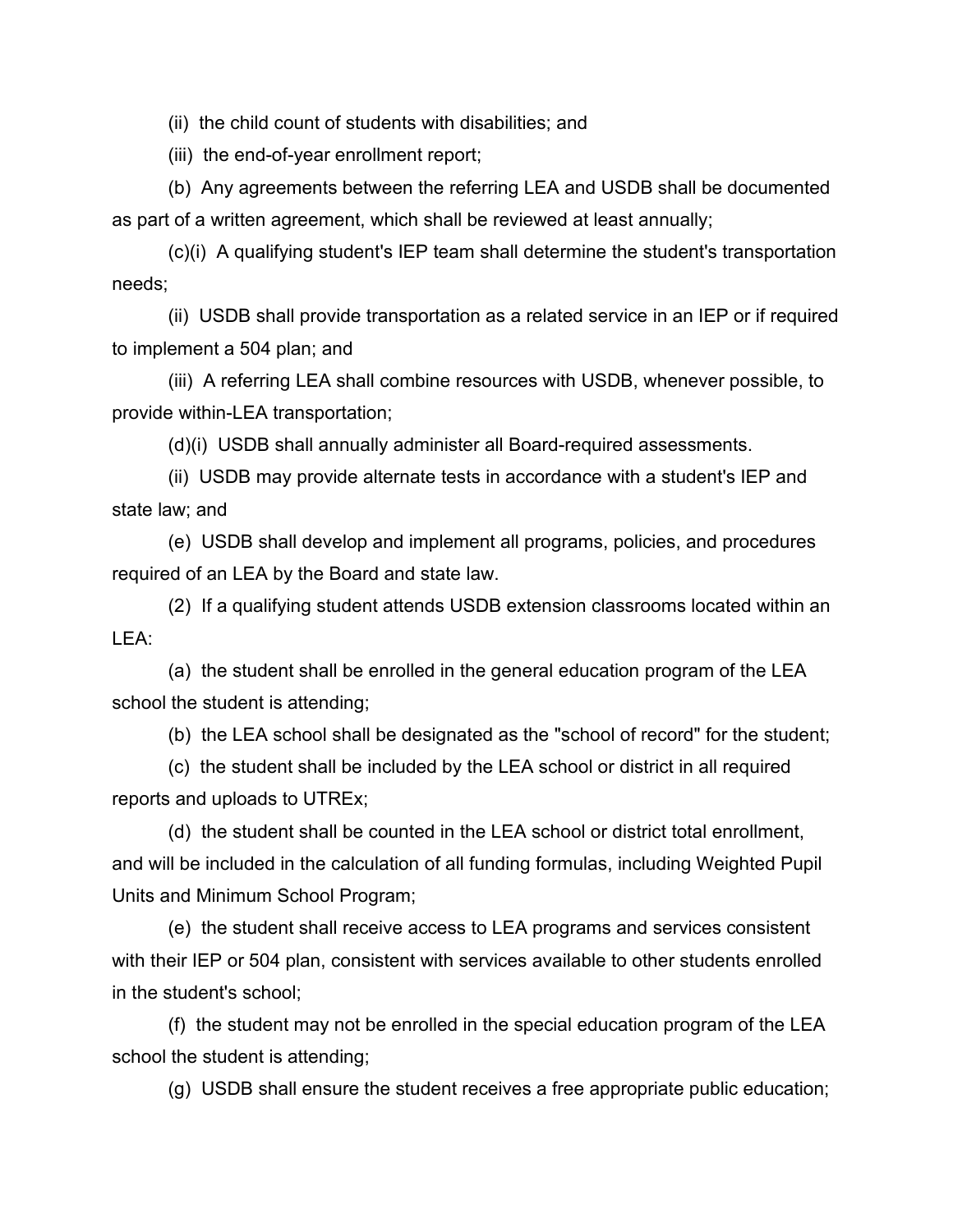(ii) the child count of students with disabilities; and

(iii) the end-of-year enrollment report;

(b) Any agreements between the referring LEA and USDB shall be documented as part of a written agreement, which shall be reviewed at least annually;

(c)(i) A qualifying student's IEP team shall determine the student's transportation needs;

(ii) USDB shall provide transportation as a related service in an IEP or if required to implement a 504 plan; and

(iii) A referring LEA shall combine resources with USDB, whenever possible, to provide within-LEA transportation;

(d)(i) USDB shall annually administer all Board-required assessments.

(ii) USDB may provide alternate tests in accordance with a student's IEP and state law; and

(e) USDB shall develop and implement all programs, policies, and procedures required of an LEA by the Board and state law.

(2) If a qualifying student attends USDB extension classrooms located within an LEA:

(a) the student shall be enrolled in the general education program of the LEA school the student is attending;

(b) the LEA school shall be designated as the "school of record" for the student;

(c) the student shall be included by the LEA school or district in all required reports and uploads to UTREx;

(d) the student shall be counted in the LEA school or district total enrollment, and will be included in the calculation of all funding formulas, including Weighted Pupil Units and Minimum School Program;

(e) the student shall receive access to LEA programs and services consistent with their IEP or 504 plan, consistent with services available to other students enrolled in the student's school;

(f) the student may not be enrolled in the special education program of the LEA school the student is attending;

(g) USDB shall ensure the student receives a free appropriate public education;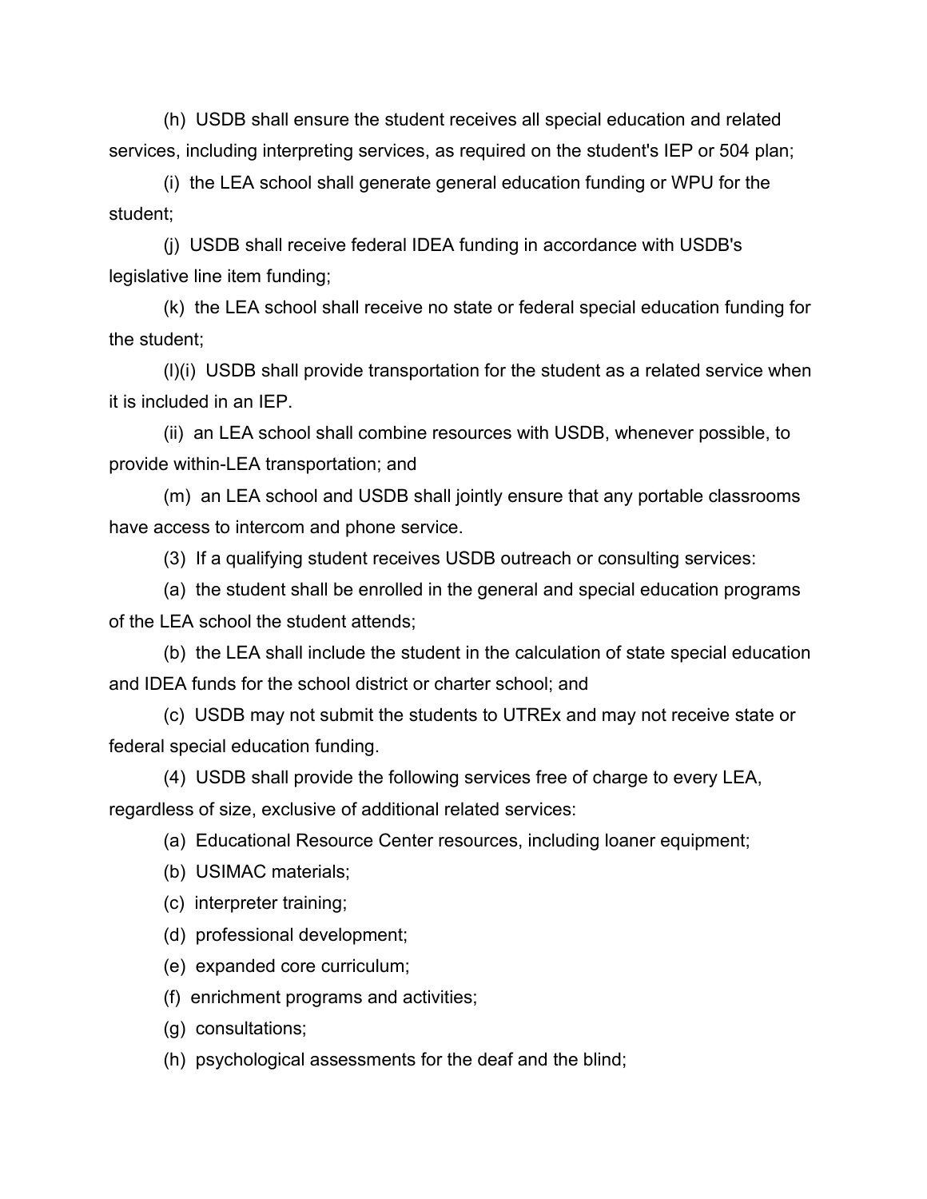(h) USDB shall ensure the student receives all special education and related services, including interpreting services, as required on the student's IEP or 504 plan;

(i) the LEA school shall generate general education funding or WPU for the student;

(j) USDB shall receive federal IDEA funding in accordance with USDB's legislative line item funding;

(k) the LEA school shall receive no state or federal special education funding for the student;

(l)(i) USDB shall provide transportation for the student as a related service when it is included in an IEP.

(ii) an LEA school shall combine resources with USDB, whenever possible, to provide within-LEA transportation; and

(m) an LEA school and USDB shall jointly ensure that any portable classrooms have access to intercom and phone service.

(3) If a qualifying student receives USDB outreach or consulting services:

(a) the student shall be enrolled in the general and special education programs of the LEA school the student attends;

(b) the LEA shall include the student in the calculation of state special education and IDEA funds for the school district or charter school; and

(c) USDB may not submit the students to UTREx and may not receive state or federal special education funding.

(4) USDB shall provide the following services free of charge to every LEA, regardless of size, exclusive of additional related services:

(a) Educational Resource Center resources, including loaner equipment;

(b) USIMAC materials;

(c) interpreter training;

(d) professional development;

(e) expanded core curriculum;

(f) enrichment programs and activities;

(g) consultations;

(h) psychological assessments for the deaf and the blind;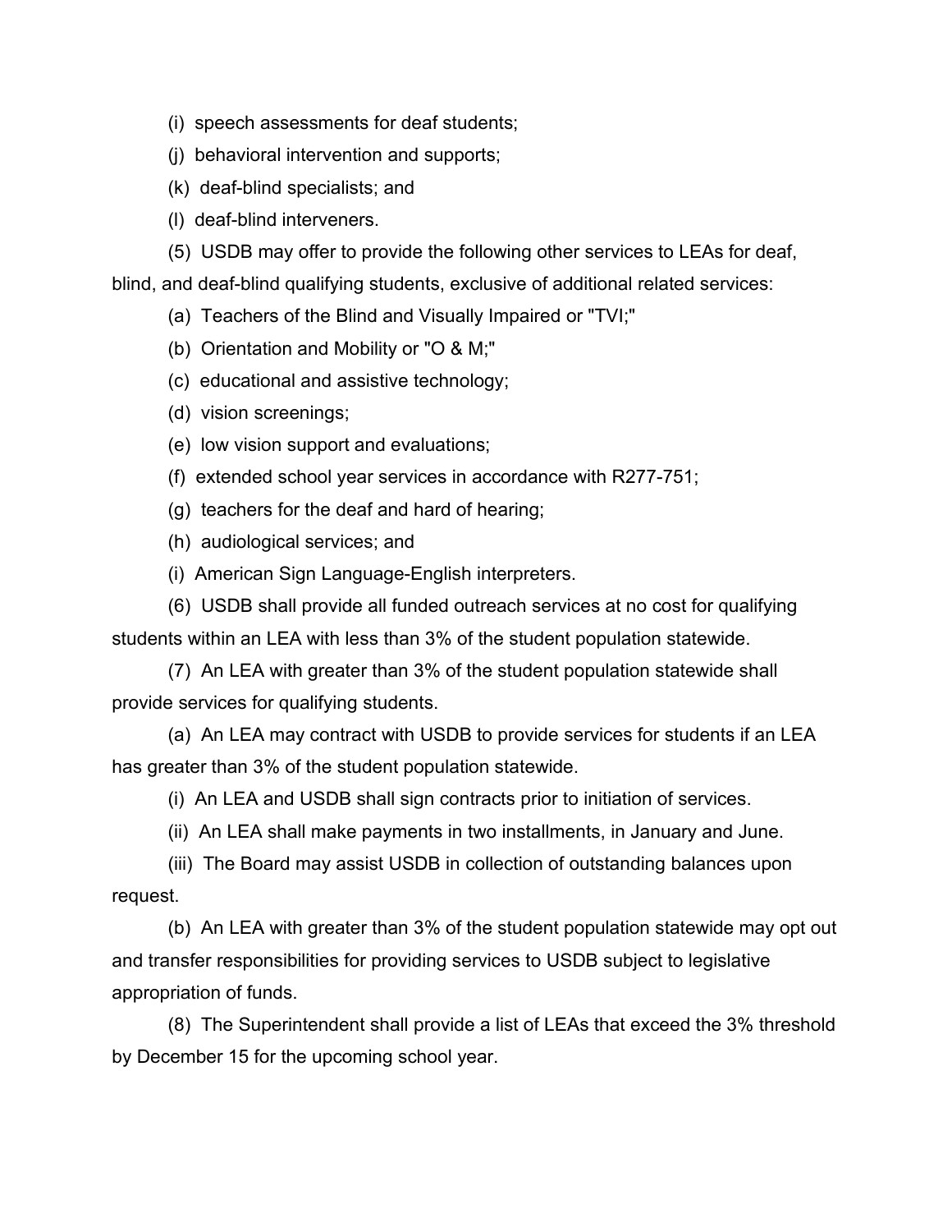(i) speech assessments for deaf students;

(j) behavioral intervention and supports;

(k) deaf-blind specialists; and

(l) deaf-blind interveners.

(5) USDB may offer to provide the following other services to LEAs for deaf, blind, and deaf-blind qualifying students, exclusive of additional related services:

(a) Teachers of the Blind and Visually Impaired or "TVI;"

(b) Orientation and Mobility or "O & M;"

(c) educational and assistive technology;

(d) vision screenings;

(e) low vision support and evaluations;

(f) extended school year services in accordance with R277-751;

(g) teachers for the deaf and hard of hearing;

(h) audiological services; and

(i) American Sign Language-English interpreters.

(6) USDB shall provide all funded outreach services at no cost for qualifying students within an LEA with less than 3% of the student population statewide.

(7) An LEA with greater than 3% of the student population statewide shall provide services for qualifying students.

(a) An LEA may contract with USDB to provide services for students if an LEA has greater than 3% of the student population statewide.

(i) An LEA and USDB shall sign contracts prior to initiation of services.

(ii) An LEA shall make payments in two installments, in January and June.

(iii) The Board may assist USDB in collection of outstanding balances upon request.

(b) An LEA with greater than 3% of the student population statewide may opt out and transfer responsibilities for providing services to USDB subject to legislative appropriation of funds.

(8) The Superintendent shall provide a list of LEAs that exceed the 3% threshold by December 15 for the upcoming school year.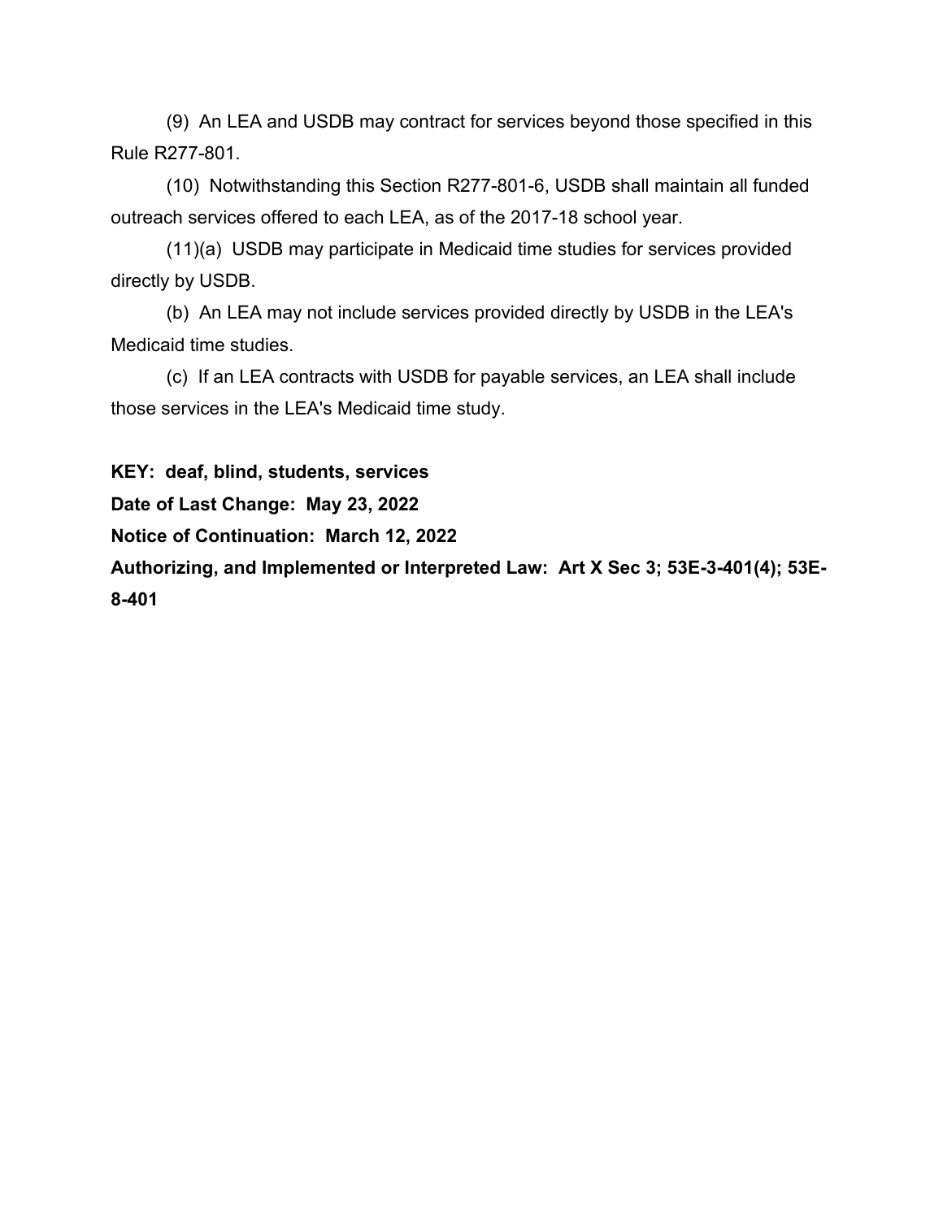(9) An LEA and USDB may contract for services beyond those specified in this Rule R277-801.

(10) Notwithstanding this Section R277-801-6, USDB shall maintain all funded outreach services offered to each LEA, as of the 2017-18 school year.

(11)(a) USDB may participate in Medicaid time studies for services provided directly by USDB.

(b) An LEA may not include services provided directly by USDB in the LEA's Medicaid time studies.

(c) If an LEA contracts with USDB for payable services, an LEA shall include those services in the LEA's Medicaid time study.

**KEY: deaf, blind, students, services**

**Date of Last Change: May 23, 2022**

**Notice of Continuation: March 12, 2022**

**Authorizing, and Implemented or Interpreted Law: Art X Sec 3; 53E-3-401(4); 53E-8-401**